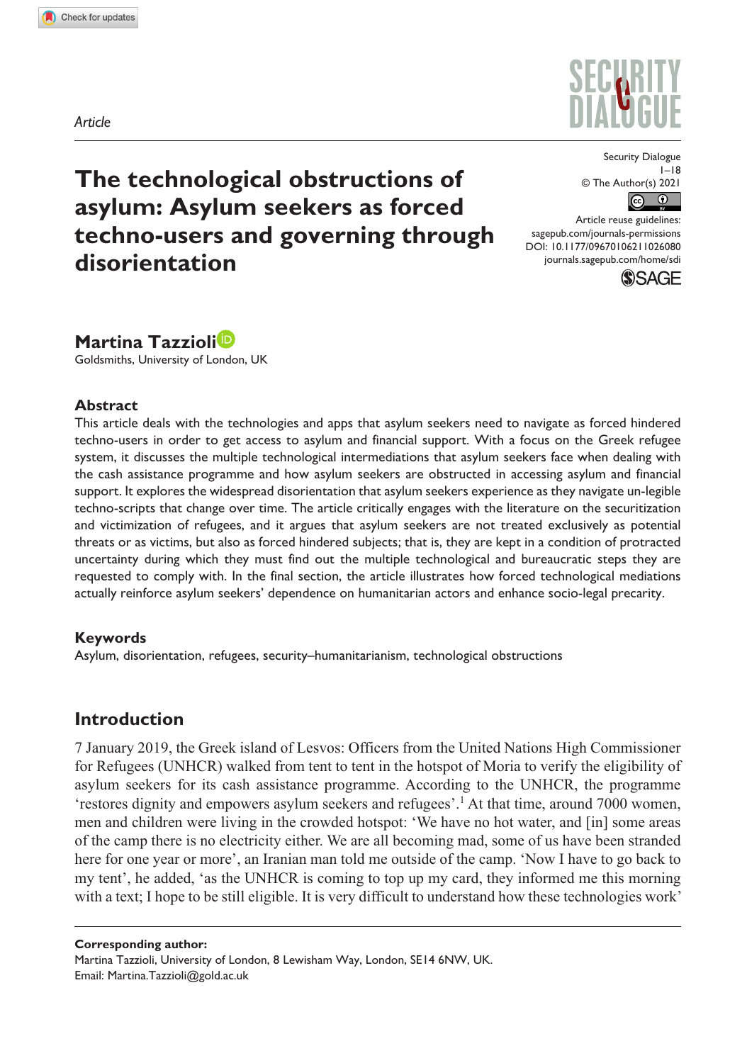*Article*

# The technological obstructions of asylum: Asylum seekers as forced techno-users and governing through disorientation

Security Dialogue
1–18
© The Author(s) 2021
Article reuse guidelines:
sagepub.com/journals-permissions
DOI: 10.1177/09670106211026080
journals.sagepub.com/home/sdi

**Martina Tazzioli**
Goldsmiths, University of London, UK

## Abstract

This article deals with the technologies and apps that asylum seekers need to navigate as forced hindered techno-users in order to get access to asylum and financial support. With a focus on the Greek refugee system, it discusses the multiple technological intermediations that asylum seekers face when dealing with the cash assistance programme and how asylum seekers are obstructed in accessing asylum and financial support. It explores the widespread disorientation that asylum seekers experience as they navigate un-legible techno-scripts that change over time. The article critically engages with the literature on the securitization and victimization of refugees, and it argues that asylum seekers are not treated exclusively as potential threats or as victims, but also as forced hindered subjects; that is, they are kept in a condition of protracted uncertainty during which they must find out the multiple technological and bureaucratic steps they are requested to comply with. In the final section, the article illustrates how forced technological mediations actually reinforce asylum seekers' dependence on humanitarian actors and enhance socio-legal precarity.

## Keywords

Asylum, disorientation, refugees, security–humanitarianism, technological obstructions

## Introduction

7 January 2019, the Greek island of Lesvos: Officers from the United Nations High Commissioner for Refugees (UNHCR) walked from tent to tent in the hotspot of Moria to verify the eligibility of asylum seekers for its cash assistance programme. According to the UNHCR, the programme 'restores dignity and empowers asylum seekers and refugees'.[1] At that time, around 7000 women, men and children were living in the crowded hotspot: 'We have no hot water, and [in] some areas of the camp there is no electricity either. We are all becoming mad, some of us have been stranded here for one year or more', an Iranian man told me outside of the camp. 'Now I have to go back to my tent', he added, 'as the UNHCR is coming to top up my card, they informed me this morning with a text; I hope to be still eligible. It is very difficult to understand how these technologies work'

**Corresponding author:**
Martina Tazzioli, University of London, 8 Lewisham Way, London, SE14 6NW, UK.
Email: Martina.Tazzioli@gold.ac.uk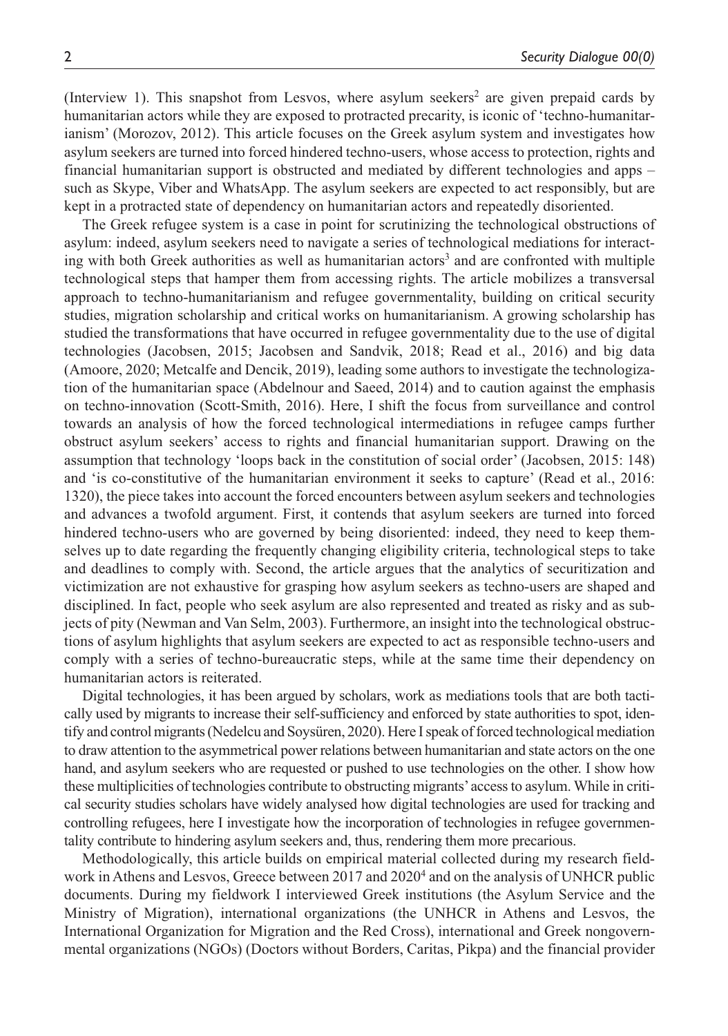(Interview 1). This snapshot from Lesvos, where asylum seekers[2] are given prepaid cards by humanitarian actors while they are exposed to protracted precarity, is iconic of 'techno-humanitarianism' (Morozov, 2012). This article focuses on the Greek asylum system and investigates how asylum seekers are turned into forced hindered techno-users, whose access to protection, rights and financial humanitarian support is obstructed and mediated by different technologies and apps – such as Skype, Viber and WhatsApp. The asylum seekers are expected to act responsibly, but are kept in a protracted state of dependency on humanitarian actors and repeatedly disoriented.

The Greek refugee system is a case in point for scrutinizing the technological obstructions of asylum: indeed, asylum seekers need to navigate a series of technological mediations for interacting with both Greek authorities as well as humanitarian actors[3] and are confronted with multiple technological steps that hamper them from accessing rights. The article mobilizes a transversal approach to techno-humanitarianism and refugee governmentality, building on critical security studies, migration scholarship and critical works on humanitarianism. A growing scholarship has studied the transformations that have occurred in refugee governmentality due to the use of digital technologies (Jacobsen, 2015; Jacobsen and Sandvik, 2018; Read et al., 2016) and big data (Amoore, 2020; Metcalfe and Dencik, 2019), leading some authors to investigate the technologization of the humanitarian space (Abdelnour and Saeed, 2014) and to caution against the emphasis on techno-innovation (Scott-Smith, 2016). Here, I shift the focus from surveillance and control towards an analysis of how the forced technological intermediations in refugee camps further obstruct asylum seekers' access to rights and financial humanitarian support. Drawing on the assumption that technology 'loops back in the constitution of social order' (Jacobsen, 2015: 148) and 'is co-constitutive of the humanitarian environment it seeks to capture' (Read et al., 2016: 1320), the piece takes into account the forced encounters between asylum seekers and technologies and advances a twofold argument. First, it contends that asylum seekers are turned into forced hindered techno-users who are governed by being disoriented: indeed, they need to keep themselves up to date regarding the frequently changing eligibility criteria, technological steps to take and deadlines to comply with. Second, the article argues that the analytics of securitization and victimization are not exhaustive for grasping how asylum seekers as techno-users are shaped and disciplined. In fact, people who seek asylum are also represented and treated as risky and as subjects of pity (Newman and Van Selm, 2003). Furthermore, an insight into the technological obstructions of asylum highlights that asylum seekers are expected to act as responsible techno-users and comply with a series of techno-bureaucratic steps, while at the same time their dependency on humanitarian actors is reiterated.

Digital technologies, it has been argued by scholars, work as mediations tools that are both tactically used by migrants to increase their self-sufficiency and enforced by state authorities to spot, identify and control migrants (Nedelcu and Soysüren, 2020). Here I speak of forced technological mediation to draw attention to the asymmetrical power relations between humanitarian and state actors on the one hand, and asylum seekers who are requested or pushed to use technologies on the other. I show how these multiplicities of technologies contribute to obstructing migrants' access to asylum. While in critical security studies scholars have widely analysed how digital technologies are used for tracking and controlling refugees, here I investigate how the incorporation of technologies in refugee governmentality contribute to hindering asylum seekers and, thus, rendering them more precarious.

Methodologically, this article builds on empirical material collected during my research fieldwork in Athens and Lesvos, Greece between 2017 and 2020[4] and on the analysis of UNHCR public documents. During my fieldwork I interviewed Greek institutions (the Asylum Service and the Ministry of Migration), international organizations (the UNHCR in Athens and Lesvos, the International Organization for Migration and the Red Cross), international and Greek nongovernmental organizations (NGOs) (Doctors without Borders, Caritas, Pikpa) and the financial provider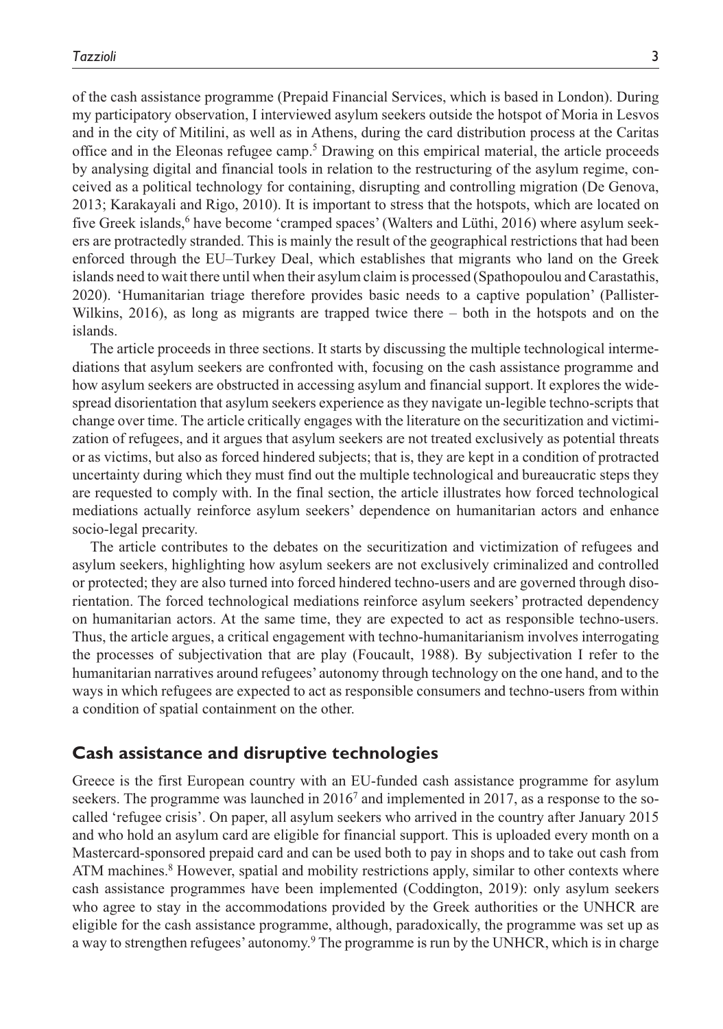of the cash assistance programme (Prepaid Financial Services, which is based in London). During my participatory observation, I interviewed asylum seekers outside the hotspot of Moria in Lesvos and in the city of Mitilini, as well as in Athens, during the card distribution process at the Caritas office and in the Eleonas refugee camp.[5] Drawing on this empirical material, the article proceeds by analysing digital and financial tools in relation to the restructuring of the asylum regime, conceived as a political technology for containing, disrupting and controlling migration (De Genova, 2013; Karakayali and Rigo, 2010). It is important to stress that the hotspots, which are located on five Greek islands,[6] have become 'cramped spaces' (Walters and Lüthi, 2016) where asylum seekers are protractedly stranded. This is mainly the result of the geographical restrictions that had been enforced through the EU–Turkey Deal, which establishes that migrants who land on the Greek islands need to wait there until when their asylum claim is processed (Spathopoulou and Carastathis, 2020). 'Humanitarian triage therefore provides basic needs to a captive population' (Pallister-Wilkins, 2016), as long as migrants are trapped twice there – both in the hotspots and on the islands.

The article proceeds in three sections. It starts by discussing the multiple technological intermediations that asylum seekers are confronted with, focusing on the cash assistance programme and how asylum seekers are obstructed in accessing asylum and financial support. It explores the widespread disorientation that asylum seekers experience as they navigate un-legible techno-scripts that change over time. The article critically engages with the literature on the securitization and victimization of refugees, and it argues that asylum seekers are not treated exclusively as potential threats or as victims, but also as forced hindered subjects; that is, they are kept in a condition of protracted uncertainty during which they must find out the multiple technological and bureaucratic steps they are requested to comply with. In the final section, the article illustrates how forced technological mediations actually reinforce asylum seekers' dependence on humanitarian actors and enhance socio-legal precarity.

The article contributes to the debates on the securitization and victimization of refugees and asylum seekers, highlighting how asylum seekers are not exclusively criminalized and controlled or protected; they are also turned into forced hindered techno-users and are governed through disorientation. The forced technological mediations reinforce asylum seekers' protracted dependency on humanitarian actors. At the same time, they are expected to act as responsible techno-users. Thus, the article argues, a critical engagement with techno-humanitarianism involves interrogating the processes of subjectivation that are play (Foucault, 1988). By subjectivation I refer to the humanitarian narratives around refugees' autonomy through technology on the one hand, and to the ways in which refugees are expected to act as responsible consumers and techno-users from within a condition of spatial containment on the other.

## Cash assistance and disruptive technologies

Greece is the first European country with an EU-funded cash assistance programme for asylum seekers. The programme was launched in 2016[7] and implemented in 2017, as a response to the so-called 'refugee crisis'. On paper, all asylum seekers who arrived in the country after January 2015 and who hold an asylum card are eligible for financial support. This is uploaded every month on a Mastercard-sponsored prepaid card and can be used both to pay in shops and to take out cash from ATM machines.[8] However, spatial and mobility restrictions apply, similar to other contexts where cash assistance programmes have been implemented (Coddington, 2019): only asylum seekers who agree to stay in the accommodations provided by the Greek authorities or the UNHCR are eligible for the cash assistance programme, although, paradoxically, the programme was set up as a way to strengthen refugees' autonomy.[9] The programme is run by the UNHCR, which is in charge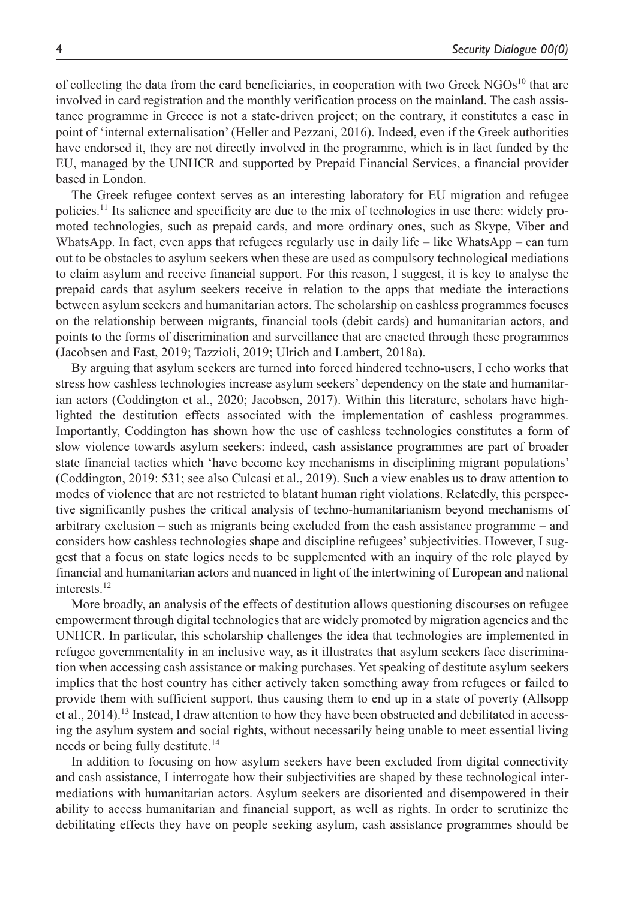of collecting the data from the card beneficiaries, in cooperation with two Greek NGOs[10] that are involved in card registration and the monthly verification process on the mainland. The cash assistance programme in Greece is not a state-driven project; on the contrary, it constitutes a case in point of 'internal externalisation' (Heller and Pezzani, 2016). Indeed, even if the Greek authorities have endorsed it, they are not directly involved in the programme, which is in fact funded by the EU, managed by the UNHCR and supported by Prepaid Financial Services, a financial provider based in London.

The Greek refugee context serves as an interesting laboratory for EU migration and refugee policies.[11] Its salience and specificity are due to the mix of technologies in use there: widely promoted technologies, such as prepaid cards, and more ordinary ones, such as Skype, Viber and WhatsApp. In fact, even apps that refugees regularly use in daily life – like WhatsApp – can turn out to be obstacles to asylum seekers when these are used as compulsory technological mediations to claim asylum and receive financial support. For this reason, I suggest, it is key to analyse the prepaid cards that asylum seekers receive in relation to the apps that mediate the interactions between asylum seekers and humanitarian actors. The scholarship on cashless programmes focuses on the relationship between migrants, financial tools (debit cards) and humanitarian actors, and points to the forms of discrimination and surveillance that are enacted through these programmes (Jacobsen and Fast, 2019; Tazzioli, 2019; Ulrich and Lambert, 2018a).

By arguing that asylum seekers are turned into forced hindered techno-users, I echo works that stress how cashless technologies increase asylum seekers' dependency on the state and humanitarian actors (Coddington et al., 2020; Jacobsen, 2017). Within this literature, scholars have highlighted the destitution effects associated with the implementation of cashless programmes. Importantly, Coddington has shown how the use of cashless technologies constitutes a form of slow violence towards asylum seekers: indeed, cash assistance programmes are part of broader state financial tactics which 'have become key mechanisms in disciplining migrant populations' (Coddington, 2019: 531; see also Culcasi et al., 2019). Such a view enables us to draw attention to modes of violence that are not restricted to blatant human right violations. Relatedly, this perspective significantly pushes the critical analysis of techno-humanitarianism beyond mechanisms of arbitrary exclusion – such as migrants being excluded from the cash assistance programme – and considers how cashless technologies shape and discipline refugees' subjectivities. However, I suggest that a focus on state logics needs to be supplemented with an inquiry of the role played by financial and humanitarian actors and nuanced in light of the intertwining of European and national interests.[12]

More broadly, an analysis of the effects of destitution allows questioning discourses on refugee empowerment through digital technologies that are widely promoted by migration agencies and the UNHCR. In particular, this scholarship challenges the idea that technologies are implemented in refugee governmentality in an inclusive way, as it illustrates that asylum seekers face discrimination when accessing cash assistance or making purchases. Yet speaking of destitute asylum seekers implies that the host country has either actively taken something away from refugees or failed to provide them with sufficient support, thus causing them to end up in a state of poverty (Allsopp et al., 2014).[13] Instead, I draw attention to how they have been obstructed and debilitated in accessing the asylum system and social rights, without necessarily being unable to meet essential living needs or being fully destitute.[14]

In addition to focusing on how asylum seekers have been excluded from digital connectivity and cash assistance, I interrogate how their subjectivities are shaped by these technological intermediations with humanitarian actors. Asylum seekers are disoriented and disempowered in their ability to access humanitarian and financial support, as well as rights. In order to scrutinize the debilitating effects they have on people seeking asylum, cash assistance programmes should be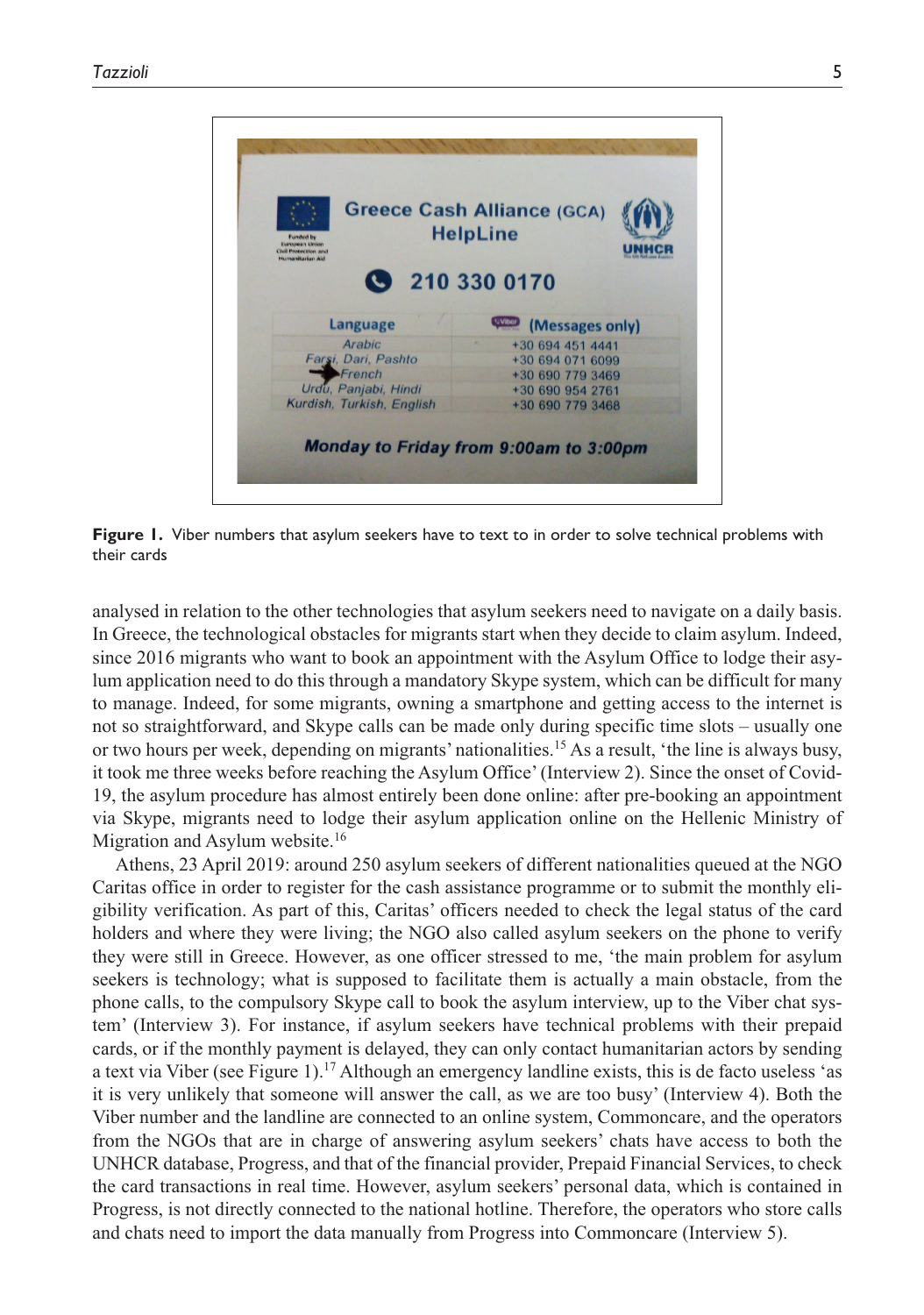**Figure 1.** Viber numbers that asylum seekers have to text to in order to solve technical problems with their cards

analysed in relation to the other technologies that asylum seekers need to navigate on a daily basis. In Greece, the technological obstacles for migrants start when they decide to claim asylum. Indeed, since 2016 migrants who want to book an appointment with the Asylum Office to lodge their asylum application need to do this through a mandatory Skype system, which can be difficult for many to manage. Indeed, for some migrants, owning a smartphone and getting access to the internet is not so straightforward, and Skype calls can be made only during specific time slots – usually one or two hours per week, depending on migrants' nationalities.[15] As a result, 'the line is always busy, it took me three weeks before reaching the Asylum Office' (Interview 2). Since the onset of Covid-19, the asylum procedure has almost entirely been done online: after pre-booking an appointment via Skype, migrants need to lodge their asylum application online on the Hellenic Ministry of Migration and Asylum website.[16]

Athens, 23 April 2019: around 250 asylum seekers of different nationalities queued at the NGO Caritas office in order to register for the cash assistance programme or to submit the monthly eligibility verification. As part of this, Caritas' officers needed to check the legal status of the card holders and where they were living; the NGO also called asylum seekers on the phone to verify they were still in Greece. However, as one officer stressed to me, 'the main problem for asylum seekers is technology; what is supposed to facilitate them is actually a main obstacle, from the phone calls, to the compulsory Skype call to book the asylum interview, up to the Viber chat system' (Interview 3). For instance, if asylum seekers have technical problems with their prepaid cards, or if the monthly payment is delayed, they can only contact humanitarian actors by sending a text via Viber (see Figure 1).[17] Although an emergency landline exists, this is de facto useless 'as it is very unlikely that someone will answer the call, as we are too busy' (Interview 4). Both the Viber number and the landline are connected to an online system, Commoncare, and the operators from the NGOs that are in charge of answering asylum seekers' chats have access to both the UNHCR database, Progress, and that of the financial provider, Prepaid Financial Services, to check the card transactions in real time. However, asylum seekers' personal data, which is contained in Progress, is not directly connected to the national hotline. Therefore, the operators who store calls and chats need to import the data manually from Progress into Commoncare (Interview 5).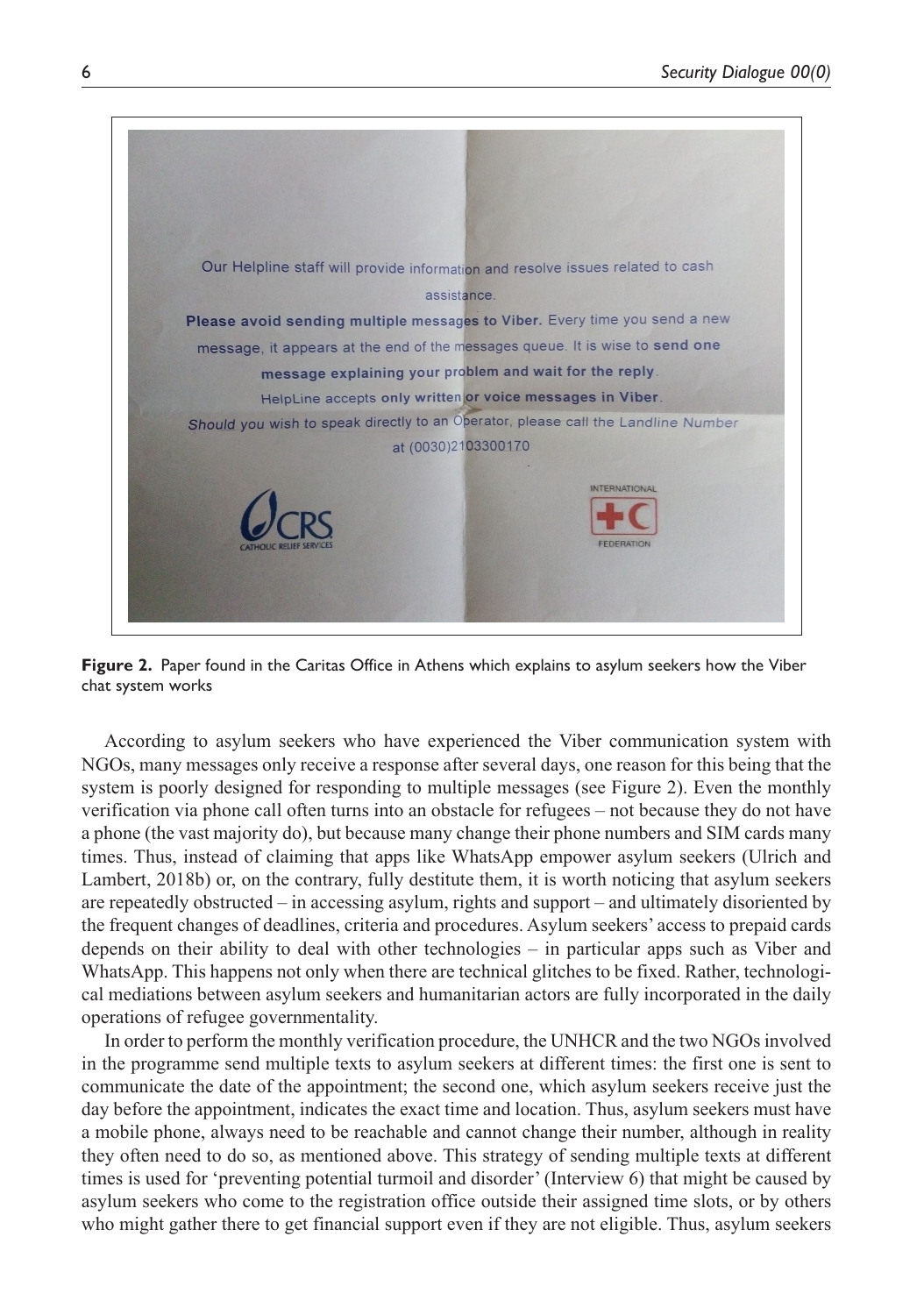**Figure 2.** Paper found in the Caritas Office in Athens which explains to asylum seekers how the Viber chat system works

According to asylum seekers who have experienced the Viber communication system with NGOs, many messages only receive a response after several days, one reason for this being that the system is poorly designed for responding to multiple messages (see Figure 2). Even the monthly verification via phone call often turns into an obstacle for refugees – not because they do not have a phone (the vast majority do), but because many change their phone numbers and SIM cards many times. Thus, instead of claiming that apps like WhatsApp empower asylum seekers (Ulrich and Lambert, 2018b) or, on the contrary, fully destitute them, it is worth noticing that asylum seekers are repeatedly obstructed – in accessing asylum, rights and support – and ultimately disoriented by the frequent changes of deadlines, criteria and procedures. Asylum seekers' access to prepaid cards depends on their ability to deal with other technologies – in particular apps such as Viber and WhatsApp. This happens not only when there are technical glitches to be fixed. Rather, technological mediations between asylum seekers and humanitarian actors are fully incorporated in the daily operations of refugee governmentality.

In order to perform the monthly verification procedure, the UNHCR and the two NGOs involved in the programme send multiple texts to asylum seekers at different times: the first one is sent to communicate the date of the appointment; the second one, which asylum seekers receive just the day before the appointment, indicates the exact time and location. Thus, asylum seekers must have a mobile phone, always need to be reachable and cannot change their number, although in reality they often need to do so, as mentioned above. This strategy of sending multiple texts at different times is used for 'preventing potential turmoil and disorder' (Interview 6) that might be caused by asylum seekers who come to the registration office outside their assigned time slots, or by others who might gather there to get financial support even if they are not eligible. Thus, asylum seekers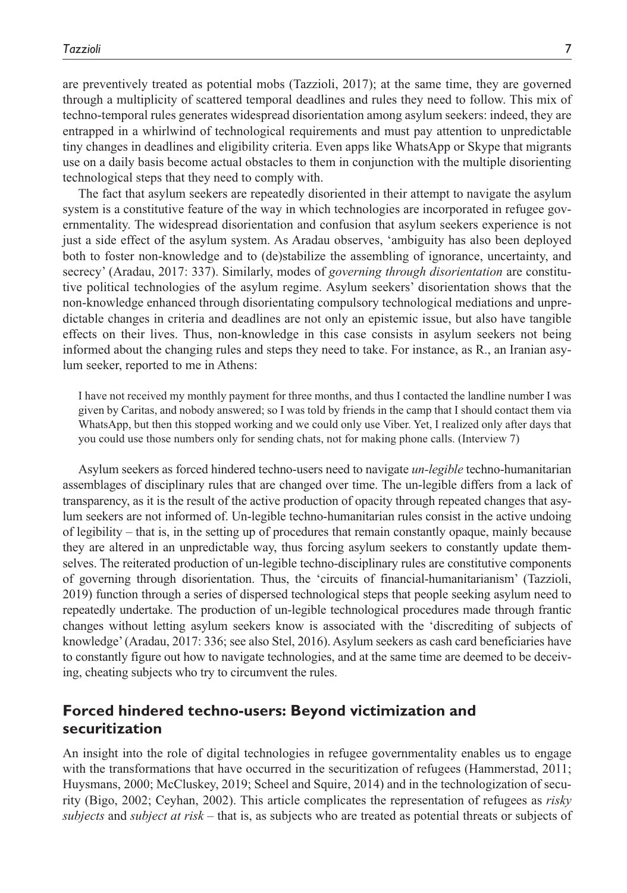are preventively treated as potential mobs (Tazzioli, 2017); at the same time, they are governed through a multiplicity of scattered temporal deadlines and rules they need to follow. This mix of techno-temporal rules generates widespread disorientation among asylum seekers: indeed, they are entrapped in a whirlwind of technological requirements and must pay attention to unpredictable tiny changes in deadlines and eligibility criteria. Even apps like WhatsApp or Skype that migrants use on a daily basis become actual obstacles to them in conjunction with the multiple disorienting technological steps that they need to comply with.

The fact that asylum seekers are repeatedly disoriented in their attempt to navigate the asylum system is a constitutive feature of the way in which technologies are incorporated in refugee governmentality. The widespread disorientation and confusion that asylum seekers experience is not just a side effect of the asylum system. As Aradau observes, 'ambiguity has also been deployed both to foster non-knowledge and to (de)stabilize the assembling of ignorance, uncertainty, and secrecy' (Aradau, 2017: 337). Similarly, modes of *governing through disorientation* are constitutive political technologies of the asylum regime. Asylum seekers' disorientation shows that the non-knowledge enhanced through disorientating compulsory technological mediations and unpredictable changes in criteria and deadlines are not only an epistemic issue, but also have tangible effects on their lives. Thus, non-knowledge in this case consists in asylum seekers not being informed about the changing rules and steps they need to take. For instance, as R., an Iranian asylum seeker, reported to me in Athens:

> I have not received my monthly payment for three months, and thus I contacted the landline number I was given by Caritas, and nobody answered; so I was told by friends in the camp that I should contact them via WhatsApp, but then this stopped working and we could only use Viber. Yet, I realized only after days that you could use those numbers only for sending chats, not for making phone calls. (Interview 7)

Asylum seekers as forced hindered techno-users need to navigate *un-legible* techno-humanitarian assemblages of disciplinary rules that are changed over time. The un-legible differs from a lack of transparency, as it is the result of the active production of opacity through repeated changes that asylum seekers are not informed of. Un-legible techno-humanitarian rules consist in the active undoing of legibility – that is, in the setting up of procedures that remain constantly opaque, mainly because they are altered in an unpredictable way, thus forcing asylum seekers to constantly update themselves. The reiterated production of un-legible techno-disciplinary rules are constitutive components of governing through disorientation. Thus, the 'circuits of financial-humanitarianism' (Tazzioli, 2019) function through a series of dispersed technological steps that people seeking asylum need to repeatedly undertake. The production of un-legible technological procedures made through frantic changes without letting asylum seekers know is associated with the 'discrediting of subjects of knowledge' (Aradau, 2017: 336; see also Stel, 2016). Asylum seekers as cash card beneficiaries have to constantly figure out how to navigate technologies, and at the same time are deemed to be deceiving, cheating subjects who try to circumvent the rules.

## Forced hindered techno-users: Beyond victimization and securitization

An insight into the role of digital technologies in refugee governmentality enables us to engage with the transformations that have occurred in the securitization of refugees (Hammerstad, 2011; Huysmans, 2000; McCluskey, 2019; Scheel and Squire, 2014) and in the technologization of security (Bigo, 2002; Ceyhan, 2002). This article complicates the representation of refugees as *risky subjects* and *subject at risk* – that is, as subjects who are treated as potential threats or subjects of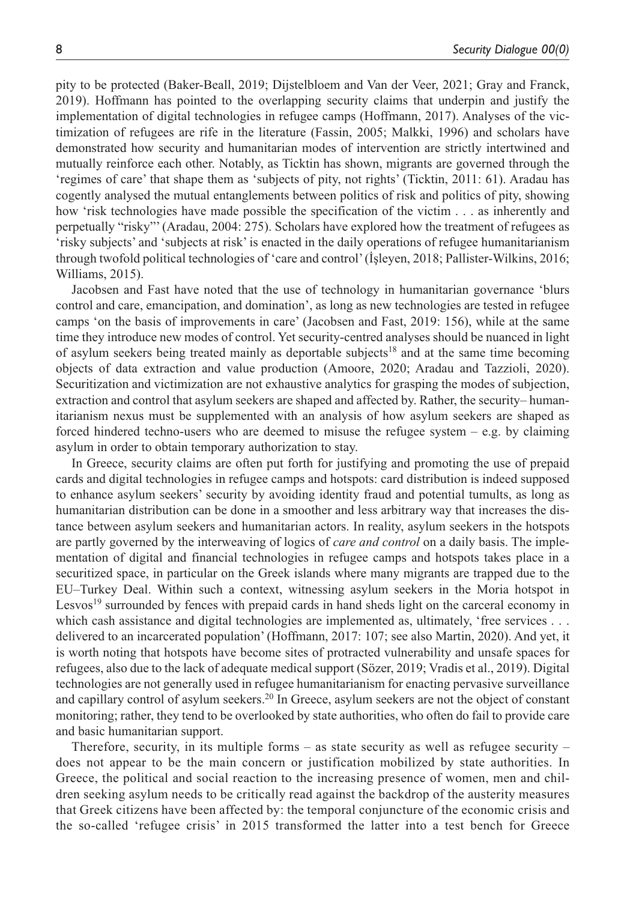pity to be protected (Baker-Beall, 2019; Dijstelbloem and Van der Veer, 2021; Gray and Franck, 2019). Hoffmann has pointed to the overlapping security claims that underpin and justify the implementation of digital technologies in refugee camps (Hoffmann, 2017). Analyses of the victimization of refugees are rife in the literature (Fassin, 2005; Malkki, 1996) and scholars have demonstrated how security and humanitarian modes of intervention are strictly intertwined and mutually reinforce each other. Notably, as Ticktin has shown, migrants are governed through the 'regimes of care' that shape them as 'subjects of pity, not rights' (Ticktin, 2011: 61). Aradau has cogently analysed the mutual entanglements between politics of risk and politics of pity, showing how 'risk technologies have made possible the specification of the victim . . . as inherently and perpetually "risky"' (Aradau, 2004: 275). Scholars have explored how the treatment of refugees as 'risky subjects' and 'subjects at risk' is enacted in the daily operations of refugee humanitarianism through twofold political technologies of 'care and control' (İşleyen, 2018; Pallister-Wilkins, 2016; Williams, 2015).

Jacobsen and Fast have noted that the use of technology in humanitarian governance 'blurs control and care, emancipation, and domination', as long as new technologies are tested in refugee camps 'on the basis of improvements in care' (Jacobsen and Fast, 2019: 156), while at the same time they introduce new modes of control. Yet security-centred analyses should be nuanced in light of asylum seekers being treated mainly as deportable subjects[18] and at the same time becoming objects of data extraction and value production (Amoore, 2020; Aradau and Tazzioli, 2020). Securitization and victimization are not exhaustive analytics for grasping the modes of subjection, extraction and control that asylum seekers are shaped and affected by. Rather, the security– humanitarianism nexus must be supplemented with an analysis of how asylum seekers are shaped as forced hindered techno-users who are deemed to misuse the refugee system – e.g. by claiming asylum in order to obtain temporary authorization to stay.

In Greece, security claims are often put forth for justifying and promoting the use of prepaid cards and digital technologies in refugee camps and hotspots: card distribution is indeed supposed to enhance asylum seekers' security by avoiding identity fraud and potential tumults, as long as humanitarian distribution can be done in a smoother and less arbitrary way that increases the distance between asylum seekers and humanitarian actors. In reality, asylum seekers in the hotspots are partly governed by the interweaving of logics of *care and control* on a daily basis. The implementation of digital and financial technologies in refugee camps and hotspots takes place in a securitized space, in particular on the Greek islands where many migrants are trapped due to the EU–Turkey Deal. Within such a context, witnessing asylum seekers in the Moria hotspot in Lesvos[19] surrounded by fences with prepaid cards in hand sheds light on the carceral economy in which cash assistance and digital technologies are implemented as, ultimately, 'free services . . . delivered to an incarcerated population' (Hoffmann, 2017: 107; see also Martin, 2020). And yet, it is worth noting that hotspots have become sites of protracted vulnerability and unsafe spaces for refugees, also due to the lack of adequate medical support (Sözer, 2019; Vradis et al., 2019). Digital technologies are not generally used in refugee humanitarianism for enacting pervasive surveillance and capillary control of asylum seekers.[20] In Greece, asylum seekers are not the object of constant monitoring; rather, they tend to be overlooked by state authorities, who often do fail to provide care and basic humanitarian support.

Therefore, security, in its multiple forms – as state security as well as refugee security – does not appear to be the main concern or justification mobilized by state authorities. In Greece, the political and social reaction to the increasing presence of women, men and children seeking asylum needs to be critically read against the backdrop of the austerity measures that Greek citizens have been affected by: the temporal conjuncture of the economic crisis and the so-called 'refugee crisis' in 2015 transformed the latter into a test bench for Greece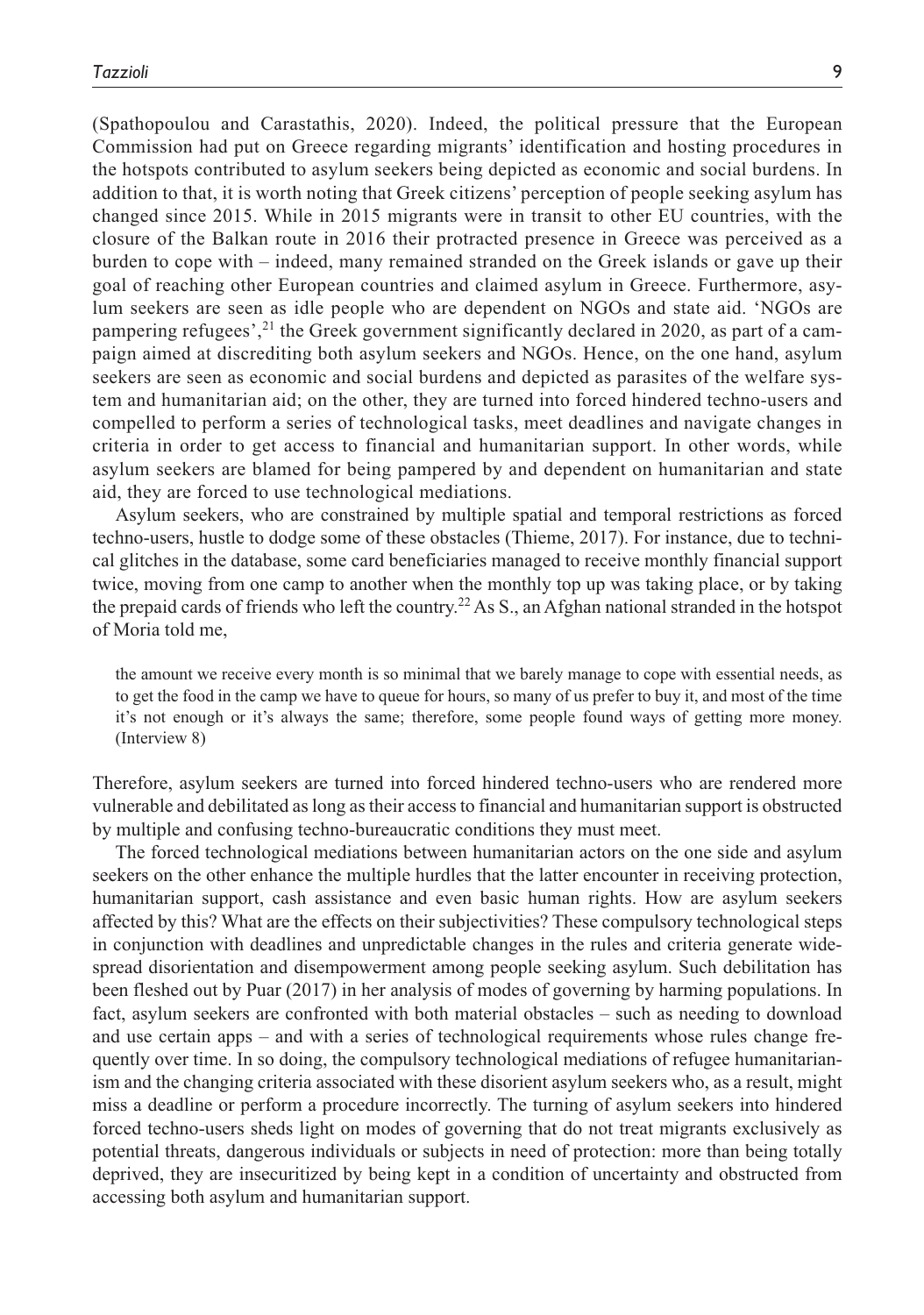(Spathopoulou and Carastathis, 2020). Indeed, the political pressure that the European Commission had put on Greece regarding migrants' identification and hosting procedures in the hotspots contributed to asylum seekers being depicted as economic and social burdens. In addition to that, it is worth noting that Greek citizens' perception of people seeking asylum has changed since 2015. While in 2015 migrants were in transit to other EU countries, with the closure of the Balkan route in 2016 their protracted presence in Greece was perceived as a burden to cope with – indeed, many remained stranded on the Greek islands or gave up their goal of reaching other European countries and claimed asylum in Greece. Furthermore, asylum seekers are seen as idle people who are dependent on NGOs and state aid. 'NGOs are pampering refugees',[21] the Greek government significantly declared in 2020, as part of a campaign aimed at discrediting both asylum seekers and NGOs. Hence, on the one hand, asylum seekers are seen as economic and social burdens and depicted as parasites of the welfare system and humanitarian aid; on the other, they are turned into forced hindered techno-users and compelled to perform a series of technological tasks, meet deadlines and navigate changes in criteria in order to get access to financial and humanitarian support. In other words, while asylum seekers are blamed for being pampered by and dependent on humanitarian and state aid, they are forced to use technological mediations.

Asylum seekers, who are constrained by multiple spatial and temporal restrictions as forced techno-users, hustle to dodge some of these obstacles (Thieme, 2017). For instance, due to technical glitches in the database, some card beneficiaries managed to receive monthly financial support twice, moving from one camp to another when the monthly top up was taking place, or by taking the prepaid cards of friends who left the country.[22] As S., an Afghan national stranded in the hotspot of Moria told me,

> the amount we receive every month is so minimal that we barely manage to cope with essential needs, as to get the food in the camp we have to queue for hours, so many of us prefer to buy it, and most of the time it's not enough or it's always the same; therefore, some people found ways of getting more money. (Interview 8)

Therefore, asylum seekers are turned into forced hindered techno-users who are rendered more vulnerable and debilitated as long as their access to financial and humanitarian support is obstructed by multiple and confusing techno-bureaucratic conditions they must meet.

The forced technological mediations between humanitarian actors on the one side and asylum seekers on the other enhance the multiple hurdles that the latter encounter in receiving protection, humanitarian support, cash assistance and even basic human rights. How are asylum seekers affected by this? What are the effects on their subjectivities? These compulsory technological steps in conjunction with deadlines and unpredictable changes in the rules and criteria generate widespread disorientation and disempowerment among people seeking asylum. Such debilitation has been fleshed out by Puar (2017) in her analysis of modes of governing by harming populations. In fact, asylum seekers are confronted with both material obstacles – such as needing to download and use certain apps – and with a series of technological requirements whose rules change frequently over time. In so doing, the compulsory technological mediations of refugee humanitarianism and the changing criteria associated with these disorient asylum seekers who, as a result, might miss a deadline or perform a procedure incorrectly. The turning of asylum seekers into hindered forced techno-users sheds light on modes of governing that do not treat migrants exclusively as potential threats, dangerous individuals or subjects in need of protection: more than being totally deprived, they are insecuritized by being kept in a condition of uncertainty and obstructed from accessing both asylum and humanitarian support.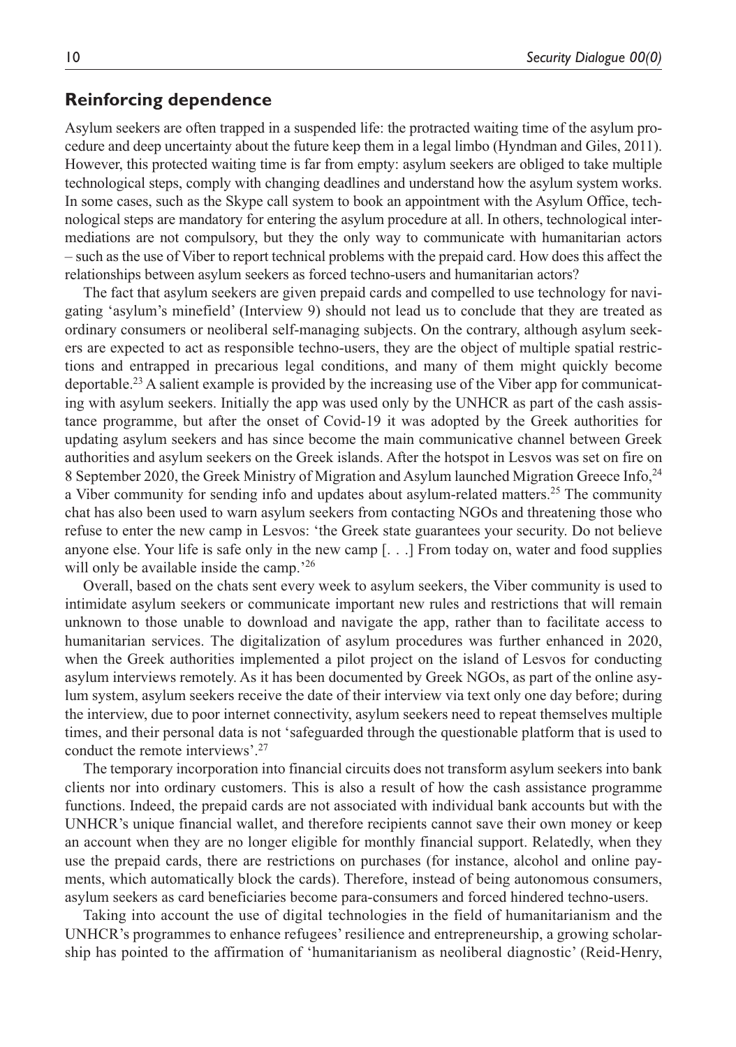## Reinforcing dependence

Asylum seekers are often trapped in a suspended life: the protracted waiting time of the asylum procedure and deep uncertainty about the future keep them in a legal limbo (Hyndman and Giles, 2011). However, this protected waiting time is far from empty: asylum seekers are obliged to take multiple technological steps, comply with changing deadlines and understand how the asylum system works. In some cases, such as the Skype call system to book an appointment with the Asylum Office, technological steps are mandatory for entering the asylum procedure at all. In others, technological intermediations are not compulsory, but they the only way to communicate with humanitarian actors – such as the use of Viber to report technical problems with the prepaid card. How does this affect the relationships between asylum seekers as forced techno-users and humanitarian actors?

The fact that asylum seekers are given prepaid cards and compelled to use technology for navigating 'asylum's minefield' (Interview 9) should not lead us to conclude that they are treated as ordinary consumers or neoliberal self-managing subjects. On the contrary, although asylum seekers are expected to act as responsible techno-users, they are the object of multiple spatial restrictions and entrapped in precarious legal conditions, and many of them might quickly become deportable.[23] A salient example is provided by the increasing use of the Viber app for communicating with asylum seekers. Initially the app was used only by the UNHCR as part of the cash assistance programme, but after the onset of Covid-19 it was adopted by the Greek authorities for updating asylum seekers and has since become the main communicative channel between Greek authorities and asylum seekers on the Greek islands. After the hotspot in Lesvos was set on fire on 8 September 2020, the Greek Ministry of Migration and Asylum launched Migration Greece Info,[24] a Viber community for sending info and updates about asylum-related matters.[25] The community chat has also been used to warn asylum seekers from contacting NGOs and threatening those who refuse to enter the new camp in Lesvos: 'the Greek state guarantees your security. Do not believe anyone else. Your life is safe only in the new camp [. . .] From today on, water and food supplies will only be available inside the camp.'[26]

Overall, based on the chats sent every week to asylum seekers, the Viber community is used to intimidate asylum seekers or communicate important new rules and restrictions that will remain unknown to those unable to download and navigate the app, rather than to facilitate access to humanitarian services. The digitalization of asylum procedures was further enhanced in 2020, when the Greek authorities implemented a pilot project on the island of Lesvos for conducting asylum interviews remotely. As it has been documented by Greek NGOs, as part of the online asylum system, asylum seekers receive the date of their interview via text only one day before; during the interview, due to poor internet connectivity, asylum seekers need to repeat themselves multiple times, and their personal data is not 'safeguarded through the questionable platform that is used to conduct the remote interviews'.[27]

The temporary incorporation into financial circuits does not transform asylum seekers into bank clients nor into ordinary customers. This is also a result of how the cash assistance programme functions. Indeed, the prepaid cards are not associated with individual bank accounts but with the UNHCR's unique financial wallet, and therefore recipients cannot save their own money or keep an account when they are no longer eligible for monthly financial support. Relatedly, when they use the prepaid cards, there are restrictions on purchases (for instance, alcohol and online payments, which automatically block the cards). Therefore, instead of being autonomous consumers, asylum seekers as card beneficiaries become para-consumers and forced hindered techno-users.

Taking into account the use of digital technologies in the field of humanitarianism and the UNHCR's programmes to enhance refugees' resilience and entrepreneurship, a growing scholarship has pointed to the affirmation of 'humanitarianism as neoliberal diagnostic' (Reid-Henry,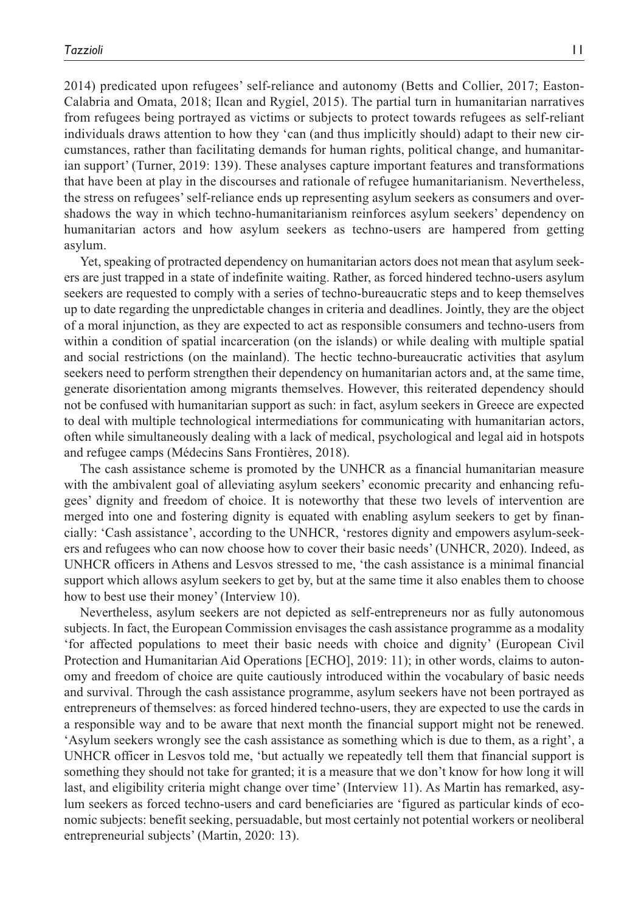2014) predicated upon refugees' self-reliance and autonomy (Betts and Collier, 2017; Easton-Calabria and Omata, 2018; Ilcan and Rygiel, 2015). The partial turn in humanitarian narratives from refugees being portrayed as victims or subjects to protect towards refugees as self-reliant individuals draws attention to how they 'can (and thus implicitly should) adapt to their new circumstances, rather than facilitating demands for human rights, political change, and humanitarian support' (Turner, 2019: 139). These analyses capture important features and transformations that have been at play in the discourses and rationale of refugee humanitarianism. Nevertheless, the stress on refugees' self-reliance ends up representing asylum seekers as consumers and overshadows the way in which techno-humanitarianism reinforces asylum seekers' dependency on humanitarian actors and how asylum seekers as techno-users are hampered from getting asylum.

Yet, speaking of protracted dependency on humanitarian actors does not mean that asylum seekers are just trapped in a state of indefinite waiting. Rather, as forced hindered techno-users asylum seekers are requested to comply with a series of techno-bureaucratic steps and to keep themselves up to date regarding the unpredictable changes in criteria and deadlines. Jointly, they are the object of a moral injunction, as they are expected to act as responsible consumers and techno-users from within a condition of spatial incarceration (on the islands) or while dealing with multiple spatial and social restrictions (on the mainland). The hectic techno-bureaucratic activities that asylum seekers need to perform strengthen their dependency on humanitarian actors and, at the same time, generate disorientation among migrants themselves. However, this reiterated dependency should not be confused with humanitarian support as such: in fact, asylum seekers in Greece are expected to deal with multiple technological intermediations for communicating with humanitarian actors, often while simultaneously dealing with a lack of medical, psychological and legal aid in hotspots and refugee camps (Médecins Sans Frontières, 2018).

The cash assistance scheme is promoted by the UNHCR as a financial humanitarian measure with the ambivalent goal of alleviating asylum seekers' economic precarity and enhancing refugees' dignity and freedom of choice. It is noteworthy that these two levels of intervention are merged into one and fostering dignity is equated with enabling asylum seekers to get by financially: 'Cash assistance', according to the UNHCR, 'restores dignity and empowers asylum-seekers and refugees who can now choose how to cover their basic needs' (UNHCR, 2020). Indeed, as UNHCR officers in Athens and Lesvos stressed to me, 'the cash assistance is a minimal financial support which allows asylum seekers to get by, but at the same time it also enables them to choose how to best use their money' (Interview 10).

Nevertheless, asylum seekers are not depicted as self-entrepreneurs nor as fully autonomous subjects. In fact, the European Commission envisages the cash assistance programme as a modality 'for affected populations to meet their basic needs with choice and dignity' (European Civil Protection and Humanitarian Aid Operations [ECHO], 2019: 11); in other words, claims to autonomy and freedom of choice are quite cautiously introduced within the vocabulary of basic needs and survival. Through the cash assistance programme, asylum seekers have not been portrayed as entrepreneurs of themselves: as forced hindered techno-users, they are expected to use the cards in a responsible way and to be aware that next month the financial support might not be renewed. 'Asylum seekers wrongly see the cash assistance as something which is due to them, as a right', a UNHCR officer in Lesvos told me, 'but actually we repeatedly tell them that financial support is something they should not take for granted; it is a measure that we don't know for how long it will last, and eligibility criteria might change over time' (Interview 11). As Martin has remarked, asylum seekers as forced techno-users and card beneficiaries are 'figured as particular kinds of economic subjects: benefit seeking, persuadable, but most certainly not potential workers or neoliberal entrepreneurial subjects' (Martin, 2020: 13).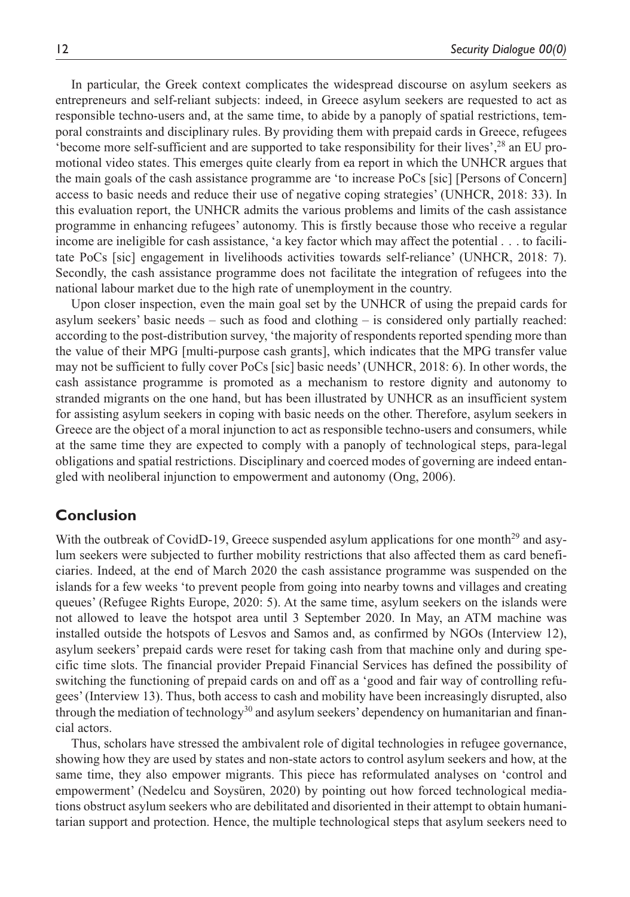In particular, the Greek context complicates the widespread discourse on asylum seekers as entrepreneurs and self-reliant subjects: indeed, in Greece asylum seekers are requested to act as responsible techno-users and, at the same time, to abide by a panoply of spatial restrictions, temporal constraints and disciplinary rules. By providing them with prepaid cards in Greece, refugees 'become more self-sufficient and are supported to take responsibility for their lives',[28] an EU promotional video states. This emerges quite clearly from ea report in which the UNHCR argues that the main goals of the cash assistance programme are 'to increase PoCs [sic] [Persons of Concern] access to basic needs and reduce their use of negative coping strategies' (UNHCR, 2018: 33). In this evaluation report, the UNHCR admits the various problems and limits of the cash assistance programme in enhancing refugees' autonomy. This is firstly because those who receive a regular income are ineligible for cash assistance, 'a key factor which may affect the potential . . . to facilitate PoCs [sic] engagement in livelihoods activities towards self-reliance' (UNHCR, 2018: 7). Secondly, the cash assistance programme does not facilitate the integration of refugees into the national labour market due to the high rate of unemployment in the country.

Upon closer inspection, even the main goal set by the UNHCR of using the prepaid cards for asylum seekers' basic needs – such as food and clothing – is considered only partially reached: according to the post-distribution survey, 'the majority of respondents reported spending more than the value of their MPG [multi-purpose cash grants], which indicates that the MPG transfer value may not be sufficient to fully cover PoCs [sic] basic needs' (UNHCR, 2018: 6). In other words, the cash assistance programme is promoted as a mechanism to restore dignity and autonomy to stranded migrants on the one hand, but has been illustrated by UNHCR as an insufficient system for assisting asylum seekers in coping with basic needs on the other. Therefore, asylum seekers in Greece are the object of a moral injunction to act as responsible techno-users and consumers, while at the same time they are expected to comply with a panoply of technological steps, para-legal obligations and spatial restrictions. Disciplinary and coerced modes of governing are indeed entangled with neoliberal injunction to empowerment and autonomy (Ong, 2006).

## Conclusion

With the outbreak of CovidD-19, Greece suspended asylum applications for one month[29] and asylum seekers were subjected to further mobility restrictions that also affected them as card beneficiaries. Indeed, at the end of March 2020 the cash assistance programme was suspended on the islands for a few weeks 'to prevent people from going into nearby towns and villages and creating queues' (Refugee Rights Europe, 2020: 5). At the same time, asylum seekers on the islands were not allowed to leave the hotspot area until 3 September 2020. In May, an ATM machine was installed outside the hotspots of Lesvos and Samos and, as confirmed by NGOs (Interview 12), asylum seekers' prepaid cards were reset for taking cash from that machine only and during specific time slots. The financial provider Prepaid Financial Services has defined the possibility of switching the functioning of prepaid cards on and off as a 'good and fair way of controlling refugees' (Interview 13). Thus, both access to cash and mobility have been increasingly disrupted, also through the mediation of technology[30] and asylum seekers' dependency on humanitarian and financial actors.

Thus, scholars have stressed the ambivalent role of digital technologies in refugee governance, showing how they are used by states and non-state actors to control asylum seekers and how, at the same time, they also empower migrants. This piece has reformulated analyses on 'control and empowerment' (Nedelcu and Soysüren, 2020) by pointing out how forced technological mediations obstruct asylum seekers who are debilitated and disoriented in their attempt to obtain humanitarian support and protection. Hence, the multiple technological steps that asylum seekers need to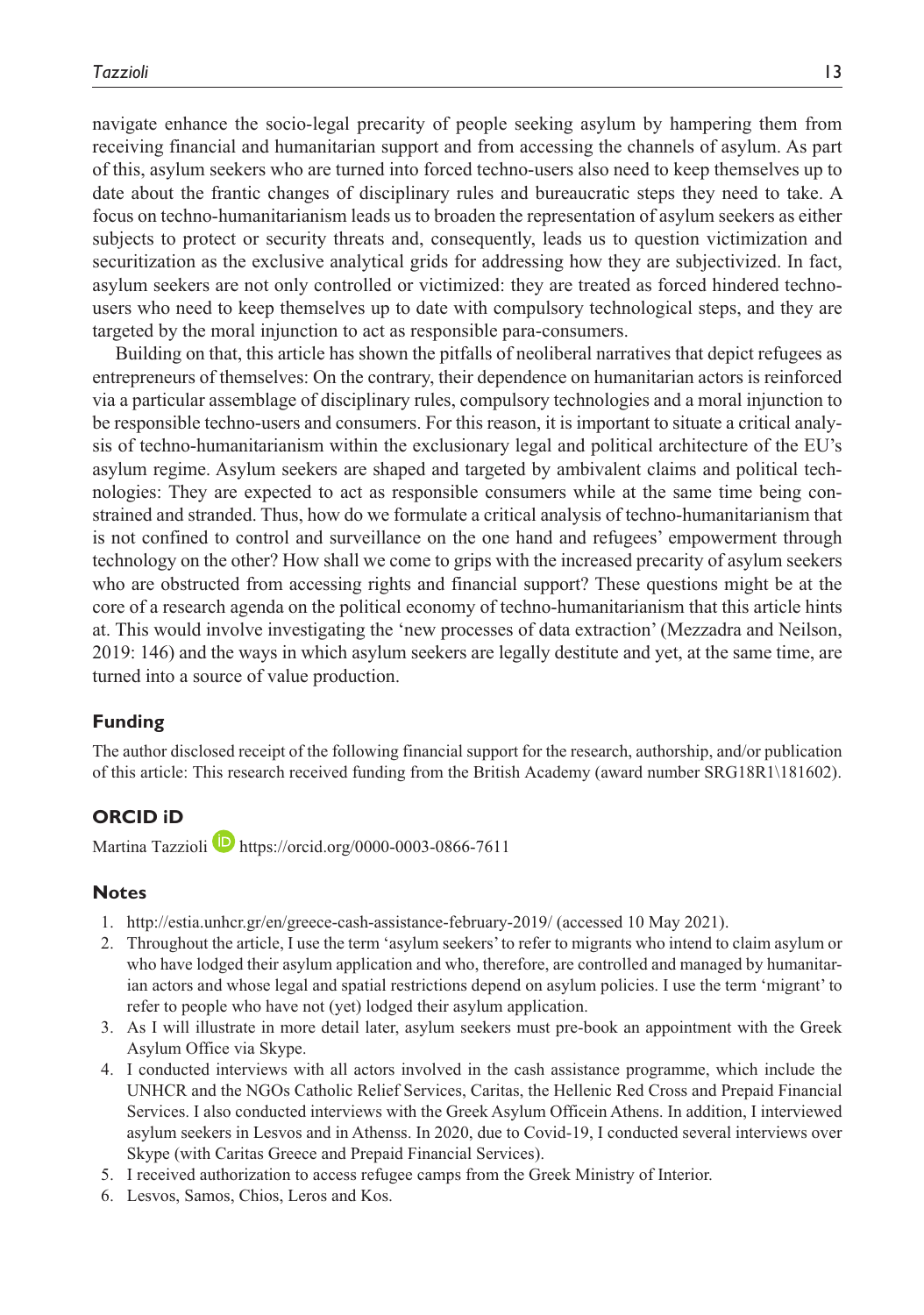navigate enhance the socio-legal precarity of people seeking asylum by hampering them from receiving financial and humanitarian support and from accessing the channels of asylum. As part of this, asylum seekers who are turned into forced techno-users also need to keep themselves up to date about the frantic changes of disciplinary rules and bureaucratic steps they need to take. A focus on techno-humanitarianism leads us to broaden the representation of asylum seekers as either subjects to protect or security threats and, consequently, leads us to question victimization and securitization as the exclusive analytical grids for addressing how they are subjectivized. In fact, asylum seekers are not only controlled or victimized: they are treated as forced hindered techno-users who need to keep themselves up to date with compulsory technological steps, and they are targeted by the moral injunction to act as responsible para-consumers.

Building on that, this article has shown the pitfalls of neoliberal narratives that depict refugees as entrepreneurs of themselves: On the contrary, their dependence on humanitarian actors is reinforced via a particular assemblage of disciplinary rules, compulsory technologies and a moral injunction to be responsible techno-users and consumers. For this reason, it is important to situate a critical analysis of techno-humanitarianism within the exclusionary legal and political architecture of the EU's asylum regime. Asylum seekers are shaped and targeted by ambivalent claims and political technologies: They are expected to act as responsible consumers while at the same time being constrained and stranded. Thus, how do we formulate a critical analysis of techno-humanitarianism that is not confined to control and surveillance on the one hand and refugees' empowerment through technology on the other? How shall we come to grips with the increased precarity of asylum seekers who are obstructed from accessing rights and financial support? These questions might be at the core of a research agenda on the political economy of techno-humanitarianism that this article hints at. This would involve investigating the 'new processes of data extraction' (Mezzadra and Neilson, 2019: 146) and the ways in which asylum seekers are legally destitute and yet, at the same time, are turned into a source of value production.

## Funding

The author disclosed receipt of the following financial support for the research, authorship, and/or publication of this article: This research received funding from the British Academy (award number SRG18R1\181602).

## ORCID iD

Martina Tazzioli https://orcid.org/0000-0003-0866-7611

## Notes

1. http://estia.unhcr.gr/en/greece-cash-assistance-february-2019/ (accessed 10 May 2021).
2. Throughout the article, I use the term 'asylum seekers' to refer to migrants who intend to claim asylum or who have lodged their asylum application and who, therefore, are controlled and managed by humanitarian actors and whose legal and spatial restrictions depend on asylum policies. I use the term 'migrant' to refer to people who have not (yet) lodged their asylum application.
3. As I will illustrate in more detail later, asylum seekers must pre-book an appointment with the Greek Asylum Office via Skype.
4. I conducted interviews with all actors involved in the cash assistance programme, which include the UNHCR and the NGOs Catholic Relief Services, Caritas, the Hellenic Red Cross and Prepaid Financial Services. I also conducted interviews with the Greek Asylum Officein Athens. In addition, I interviewed asylum seekers in Lesvos and in Athenss. In 2020, due to Covid-19, I conducted several interviews over Skype (with Caritas Greece and Prepaid Financial Services).
5. I received authorization to access refugee camps from the Greek Ministry of Interior.
6. Lesvos, Samos, Chios, Leros and Kos.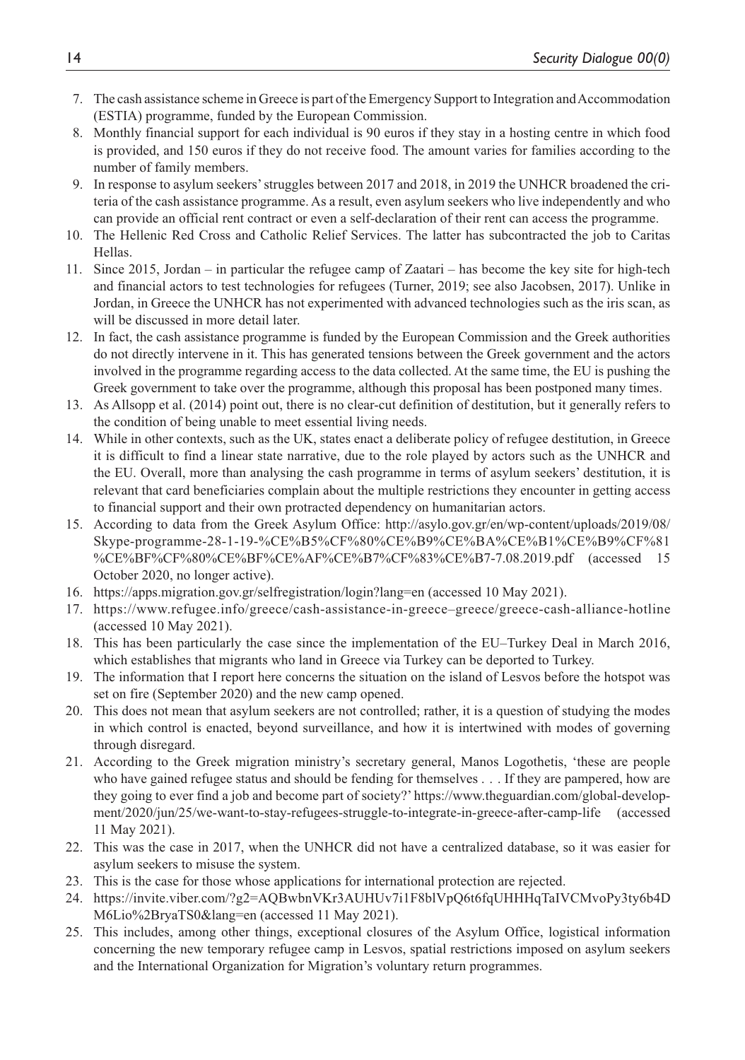7. The cash assistance scheme in Greece is part of the Emergency Support to Integration and Accommodation (ESTIA) programme, funded by the European Commission.
8. Monthly financial support for each individual is 90 euros if they stay in a hosting centre in which food is provided, and 150 euros if they do not receive food. The amount varies for families according to the number of family members.
9. In response to asylum seekers' struggles between 2017 and 2018, in 2019 the UNHCR broadened the criteria of the cash assistance programme. As a result, even asylum seekers who live independently and who can provide an official rent contract or even a self-declaration of their rent can access the programme.
10. The Hellenic Red Cross and Catholic Relief Services. The latter has subcontracted the job to Caritas Hellas.
11. Since 2015, Jordan – in particular the refugee camp of Zaatari – has become the key site for high-tech and financial actors to test technologies for refugees (Turner, 2019; see also Jacobsen, 2017). Unlike in Jordan, in Greece the UNHCR has not experimented with advanced technologies such as the iris scan, as will be discussed in more detail later.
12. In fact, the cash assistance programme is funded by the European Commission and the Greek authorities do not directly intervene in it. This has generated tensions between the Greek government and the actors involved in the programme regarding access to the data collected. At the same time, the EU is pushing the Greek government to take over the programme, although this proposal has been postponed many times.
13. As Allsopp et al. (2014) point out, there is no clear-cut definition of destitution, but it generally refers to the condition of being unable to meet essential living needs.
14. While in other contexts, such as the UK, states enact a deliberate policy of refugee destitution, in Greece it is difficult to find a linear state narrative, due to the role played by actors such as the UNHCR and the EU. Overall, more than analysing the cash programme in terms of asylum seekers' destitution, it is relevant that card beneficiaries complain about the multiple restrictions they encounter in getting access to financial support and their own protracted dependency on humanitarian actors.
15. According to data from the Greek Asylum Office: http://asylo.gov.gr/en/wp-content/uploads/2019/08/Skype-programme-28-1-19-%CE%B5%CF%80%CE%B9%CE%BA%CE%B1%CE%B9%CF%81%CE%BF%CF%80%CE%BF%CE%AF%CE%B7%CF%83%CE%B7-7.08.2019.pdf (accessed 15 October 2020, no longer active).
16. https://apps.migration.gov.gr/selfregistration/login?lang=en (accessed 10 May 2021).
17. https://www.refugee.info/greece/cash-assistance-in-greece–greece/greece-cash-alliance-hotline (accessed 10 May 2021).
18. This has been particularly the case since the implementation of the EU–Turkey Deal in March 2016, which establishes that migrants who land in Greece via Turkey can be deported to Turkey.
19. The information that I report here concerns the situation on the island of Lesvos before the hotspot was set on fire (September 2020) and the new camp opened.
20. This does not mean that asylum seekers are not controlled; rather, it is a question of studying the modes in which control is enacted, beyond surveillance, and how it is intertwined with modes of governing through disregard.
21. According to the Greek migration ministry's secretary general, Manos Logothetis, 'these are people who have gained refugee status and should be fending for themselves . . . If they are pampered, how are they going to ever find a job and become part of society?' https://www.theguardian.com/global-development/2020/jun/25/we-want-to-stay-refugees-struggle-to-integrate-in-greece-after-camp-life (accessed 11 May 2021).
22. This was the case in 2017, when the UNHCR did not have a centralized database, so it was easier for asylum seekers to misuse the system.
23. This is the case for those whose applications for international protection are rejected.
24. https://invite.viber.com/?g2=AQBwbnVKr3AUHUv7i1F8blVpQ6t6fqUHHHqTaIVCMvoPy3ty6b4DM6Lio%2BryaTS0&lang=en (accessed 11 May 2021).
25. This includes, among other things, exceptional closures of the Asylum Office, logistical information concerning the new temporary refugee camp in Lesvos, spatial restrictions imposed on asylum seekers and the International Organization for Migration's voluntary return programmes.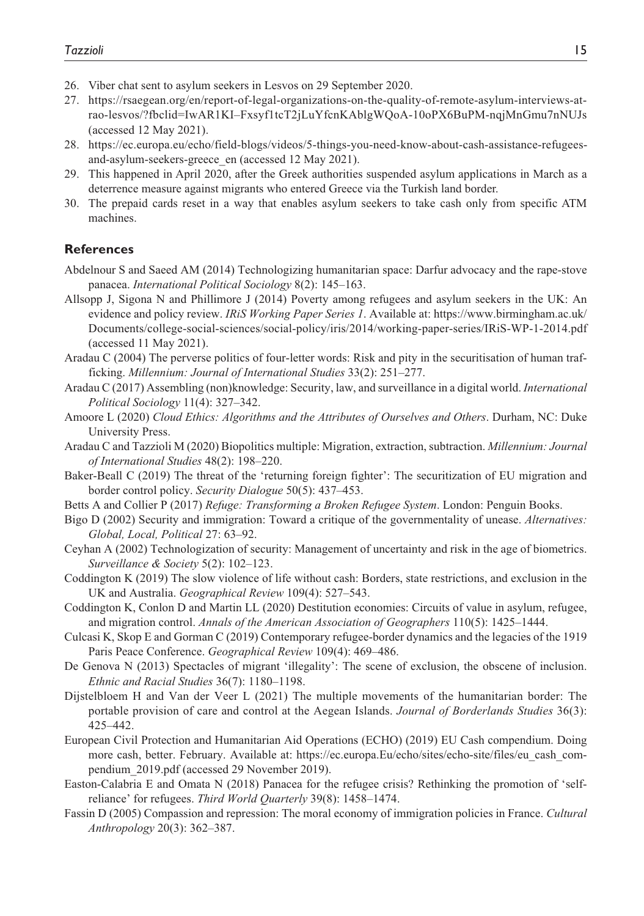26. Viber chat sent to asylum seekers in Lesvos on 29 September 2020.
27. https://rsaegean.org/en/report-of-legal-organizations-on-the-quality-of-remote-asylum-interviews-at-rao-lesvos/?fbclid=IwAR1KI–Fxsyf1tcT2jLuYfcnKAblgWQoA-10oPX6BuPM-nqjMnGmu7nNUJs (accessed 12 May 2021).
28. https://ec.europa.eu/echo/field-blogs/videos/5-things-you-need-know-about-cash-assistance-refugees-and-asylum-seekers-greece_en (accessed 12 May 2021).
29. This happened in April 2020, after the Greek authorities suspended asylum applications in March as a deterrence measure against migrants who entered Greece via the Turkish land border.
30. The prepaid cards reset in a way that enables asylum seekers to take cash only from specific ATM machines.

## References

Abdelnour S and Saeed AM (2014) Technologizing humanitarian space: Darfur advocacy and the rape-stove panacea. *International Political Sociology* 8(2): 145–163.

Allsopp J, Sigona N and Phillimore J (2014) Poverty among refugees and asylum seekers in the UK: An evidence and policy review. *IRiS Working Paper Series 1*. Available at: https://www.birmingham.ac.uk/Documents/college-social-sciences/social-policy/iris/2014/working-paper-series/IRiS-WP-1-2014.pdf (accessed 11 May 2021).

Aradau C (2004) The perverse politics of four-letter words: Risk and pity in the securitisation of human trafficking. *Millennium: Journal of International Studies* 33(2): 251–277.

Aradau C (2017) Assembling (non)knowledge: Security, law, and surveillance in a digital world. *International Political Sociology* 11(4): 327–342.

Amoore L (2020) *Cloud Ethics: Algorithms and the Attributes of Ourselves and Others*. Durham, NC: Duke University Press.

Aradau C and Tazzioli M (2020) Biopolitics multiple: Migration, extraction, subtraction. *Millennium: Journal of International Studies* 48(2): 198–220.

Baker-Beall C (2019) The threat of the 'returning foreign fighter': The securitization of EU migration and border control policy. *Security Dialogue* 50(5): 437–453.

Betts A and Collier P (2017) *Refuge: Transforming a Broken Refugee System*. London: Penguin Books.

Bigo D (2002) Security and immigration: Toward a critique of the governmentality of unease. *Alternatives: Global, Local, Political* 27: 63–92.

Ceyhan A (2002) Technologization of security: Management of uncertainty and risk in the age of biometrics. *Surveillance & Society* 5(2): 102–123.

Coddington K (2019) The slow violence of life without cash: Borders, state restrictions, and exclusion in the UK and Australia. *Geographical Review* 109(4): 527–543.

Coddington K, Conlon D and Martin LL (2020) Destitution economies: Circuits of value in asylum, refugee, and migration control. *Annals of the American Association of Geographers* 110(5): 1425–1444.

Culcasi K, Skop E and Gorman C (2019) Contemporary refugee-border dynamics and the legacies of the 1919 Paris Peace Conference. *Geographical Review* 109(4): 469–486.

De Genova N (2013) Spectacles of migrant 'illegality': The scene of exclusion, the obscene of inclusion. *Ethnic and Racial Studies* 36(7): 1180–1198.

Dijstelbloem H and Van der Veer L (2021) The multiple movements of the humanitarian border: The portable provision of care and control at the Aegean Islands. *Journal of Borderlands Studies* 36(3): 425–442.

European Civil Protection and Humanitarian Aid Operations (ECHO) (2019) EU Cash compendium. Doing more cash, better. February. Available at: https://ec.europa.Eu/echo/sites/echo-site/files/eu_cash_compendium_2019.pdf (accessed 29 November 2019).

Easton-Calabria E and Omata N (2018) Panacea for the refugee crisis? Rethinking the promotion of 'self-reliance' for refugees. *Third World Quarterly* 39(8): 1458–1474.

Fassin D (2005) Compassion and repression: The moral economy of immigration policies in France. *Cultural Anthropology* 20(3): 362–387.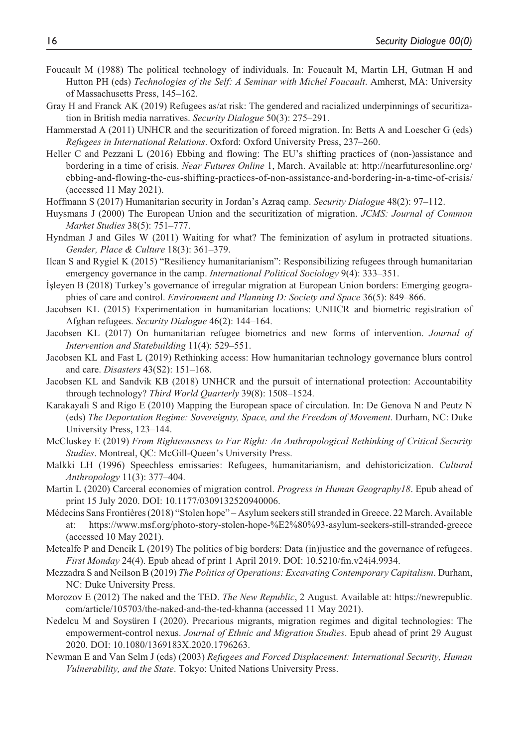Foucault M (1988) The political technology of individuals. In: Foucault M, Martin LH, Gutman H and Hutton PH (eds) *Technologies of the Self: A Seminar with Michel Foucault*. Amherst, MA: University of Massachusetts Press, 145–162.

Gray H and Franck AK (2019) Refugees as/at risk: The gendered and racialized underpinnings of securitization in British media narratives. *Security Dialogue* 50(3): 275–291.

Hammerstad A (2011) UNHCR and the securitization of forced migration. In: Betts A and Loescher G (eds) *Refugees in International Relations*. Oxford: Oxford University Press, 237–260.

Heller C and Pezzani L (2016) Ebbing and flowing: The EU's shifting practices of (non-)assistance and bordering in a time of crisis. *Near Futures Online* 1, March. Available at: http://nearfuturesonline.org/ebbing-and-flowing-the-eus-shifting-practices-of-non-assistance-and-bordering-in-a-time-of-crisis/ (accessed 11 May 2021).

Hoffmann S (2017) Humanitarian security in Jordan's Azraq camp. *Security Dialogue* 48(2): 97–112.

Huysmans J (2000) The European Union and the securitization of migration. *JCMS: Journal of Common Market Studies* 38(5): 751–777.

Hyndman J and Giles W (2011) Waiting for what? The feminization of asylum in protracted situations. *Gender, Place & Culture* 18(3): 361–379.

Ilcan S and Rygiel K (2015) "Resiliency humanitarianism": Responsibilizing refugees through humanitarian emergency governance in the camp. *International Political Sociology* 9(4): 333–351.

İşleyen B (2018) Turkey's governance of irregular migration at European Union borders: Emerging geographies of care and control. *Environment and Planning D: Society and Space* 36(5): 849–866.

Jacobsen KL (2015) Experimentation in humanitarian locations: UNHCR and biometric registration of Afghan refugees. *Security Dialogue* 46(2): 144–164.

Jacobsen KL (2017) On humanitarian refugee biometrics and new forms of intervention. *Journal of Intervention and Statebuilding* 11(4): 529–551.

Jacobsen KL and Fast L (2019) Rethinking access: How humanitarian technology governance blurs control and care. *Disasters* 43(S2): 151–168.

Jacobsen KL and Sandvik KB (2018) UNHCR and the pursuit of international protection: Accountability through technology? *Third World Quarterly* 39(8): 1508–1524.

Karakayali S and Rigo E (2010) Mapping the European space of circulation. In: De Genova N and Peutz N (eds) *The Deportation Regime: Sovereignty, Space, and the Freedom of Movement*. Durham, NC: Duke University Press, 123–144.

McCluskey E (2019) *From Righteousness to Far Right: An Anthropological Rethinking of Critical Security Studies*. Montreal, QC: McGill-Queen's University Press.

Malkki LH (1996) Speechless emissaries: Refugees, humanitarianism, and dehistoricization. *Cultural Anthropology* 11(3): 377–404.

Martin L (2020) Carceral economies of migration control. *Progress in Human Geography18*. Epub ahead of print 15 July 2020. DOI: 10.1177/0309132520940006.

Médecins Sans Frontières (2018) "Stolen hope" – Asylum seekers still stranded in Greece. 22 March. Available at: https://www.msf.org/photo-story-stolen-hope-%E2%80%93-asylum-seekers-still-stranded-greece (accessed 10 May 2021).

Metcalfe P and Dencik L (2019) The politics of big borders: Data (in)justice and the governance of refugees. *First Monday* 24(4). Epub ahead of print 1 April 2019. DOI: 10.5210/fm.v24i4.9934.

Mezzadra S and Neilson B (2019) *The Politics of Operations: Excavating Contemporary Capitalism*. Durham, NC: Duke University Press.

Morozov E (2012) The naked and the TED. *The New Republic*, 2 August. Available at: https://newrepublic.com/article/105703/the-naked-and-the-ted-khanna (accessed 11 May 2021).

Nedelcu M and Soysüren I (2020). Precarious migrants, migration regimes and digital technologies: The empowerment-control nexus. *Journal of Ethnic and Migration Studies*. Epub ahead of print 29 August 2020. DOI: 10.1080/1369183X.2020.1796263.

Newman E and Van Selm J (eds) (2003) *Refugees and Forced Displacement: International Security, Human Vulnerability, and the State*. Tokyo: United Nations University Press.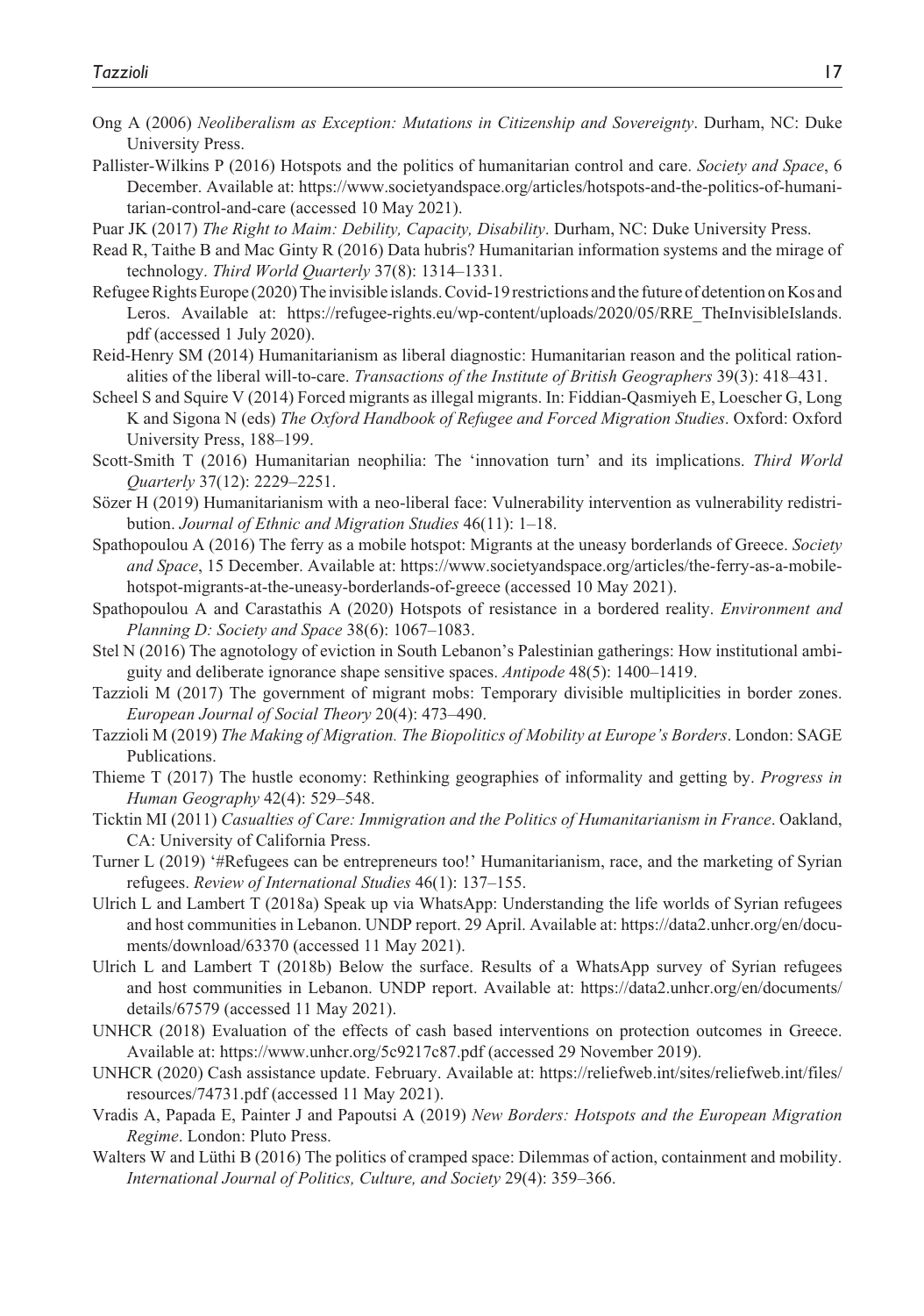Ong A (2006) *Neoliberalism as Exception: Mutations in Citizenship and Sovereignty*. Durham, NC: Duke University Press.

Pallister-Wilkins P (2016) Hotspots and the politics of humanitarian control and care. *Society and Space*, 6 December. Available at: https://www.societyandspace.org/articles/hotspots-and-the-politics-of-humanitarian-control-and-care (accessed 10 May 2021).

Puar JK (2017) *The Right to Maim: Debility, Capacity, Disability*. Durham, NC: Duke University Press.

Read R, Taithe B and Mac Ginty R (2016) Data hubris? Humanitarian information systems and the mirage of technology. *Third World Quarterly* 37(8): 1314–1331.

Refugee Rights Europe (2020) The invisible islands. Covid-19 restrictions and the future of detention on Kos and Leros. Available at: https://refugee-rights.eu/wp-content/uploads/2020/05/RRE_TheInvisibleIslands.pdf (accessed 1 July 2020).

Reid-Henry SM (2014) Humanitarianism as liberal diagnostic: Humanitarian reason and the political rationalities of the liberal will-to-care. *Transactions of the Institute of British Geographers* 39(3): 418–431.

Scheel S and Squire V (2014) Forced migrants as illegal migrants. In: Fiddian-Qasmiyeh E, Loescher G, Long K and Sigona N (eds) *The Oxford Handbook of Refugee and Forced Migration Studies*. Oxford: Oxford University Press, 188–199.

Scott-Smith T (2016) Humanitarian neophilia: The 'innovation turn' and its implications. *Third World Quarterly* 37(12): 2229–2251.

Sözer H (2019) Humanitarianism with a neo-liberal face: Vulnerability intervention as vulnerability redistribution. *Journal of Ethnic and Migration Studies* 46(11): 1–18.

Spathopoulou A (2016) The ferry as a mobile hotspot: Migrants at the uneasy borderlands of Greece. *Society and Space*, 15 December. Available at: https://www.societyandspace.org/articles/the-ferry-as-a-mobile-hotspot-migrants-at-the-uneasy-borderlands-of-greece (accessed 10 May 2021).

Spathopoulou A and Carastathis A (2020) Hotspots of resistance in a bordered reality. *Environment and Planning D: Society and Space* 38(6): 1067–1083.

Stel N (2016) The agnotology of eviction in South Lebanon's Palestinian gatherings: How institutional ambiguity and deliberate ignorance shape sensitive spaces. *Antipode* 48(5): 1400–1419.

Tazzioli M (2017) The government of migrant mobs: Temporary divisible multiplicities in border zones. *European Journal of Social Theory* 20(4): 473–490.

Tazzioli M (2019) *The Making of Migration. The Biopolitics of Mobility at Europe's Borders*. London: SAGE Publications.

Thieme T (2017) The hustle economy: Rethinking geographies of informality and getting by. *Progress in Human Geography* 42(4): 529–548.

Ticktin MI (2011) *Casualties of Care: Immigration and the Politics of Humanitarianism in France*. Oakland, CA: University of California Press.

Turner L (2019) '#Refugees can be entrepreneurs too!' Humanitarianism, race, and the marketing of Syrian refugees. *Review of International Studies* 46(1): 137–155.

Ulrich L and Lambert T (2018a) Speak up via WhatsApp: Understanding the life worlds of Syrian refugees and host communities in Lebanon. UNDP report. 29 April. Available at: https://data2.unhcr.org/en/documents/download/63370 (accessed 11 May 2021).

Ulrich L and Lambert T (2018b) Below the surface. Results of a WhatsApp survey of Syrian refugees and host communities in Lebanon. UNDP report. Available at: https://data2.unhcr.org/en/documents/details/67579 (accessed 11 May 2021).

UNHCR (2018) Evaluation of the effects of cash based interventions on protection outcomes in Greece. Available at: https://www.unhcr.org/5c9217c87.pdf (accessed 29 November 2019).

UNHCR (2020) Cash assistance update. February. Available at: https://reliefweb.int/sites/reliefweb.int/files/resources/74731.pdf (accessed 11 May 2021).

Vradis A, Papada E, Painter J and Papoutsi A (2019) *New Borders: Hotspots and the European Migration Regime*. London: Pluto Press.

Walters W and Lüthi B (2016) The politics of cramped space: Dilemmas of action, containment and mobility. *International Journal of Politics, Culture, and Society* 29(4): 359–366.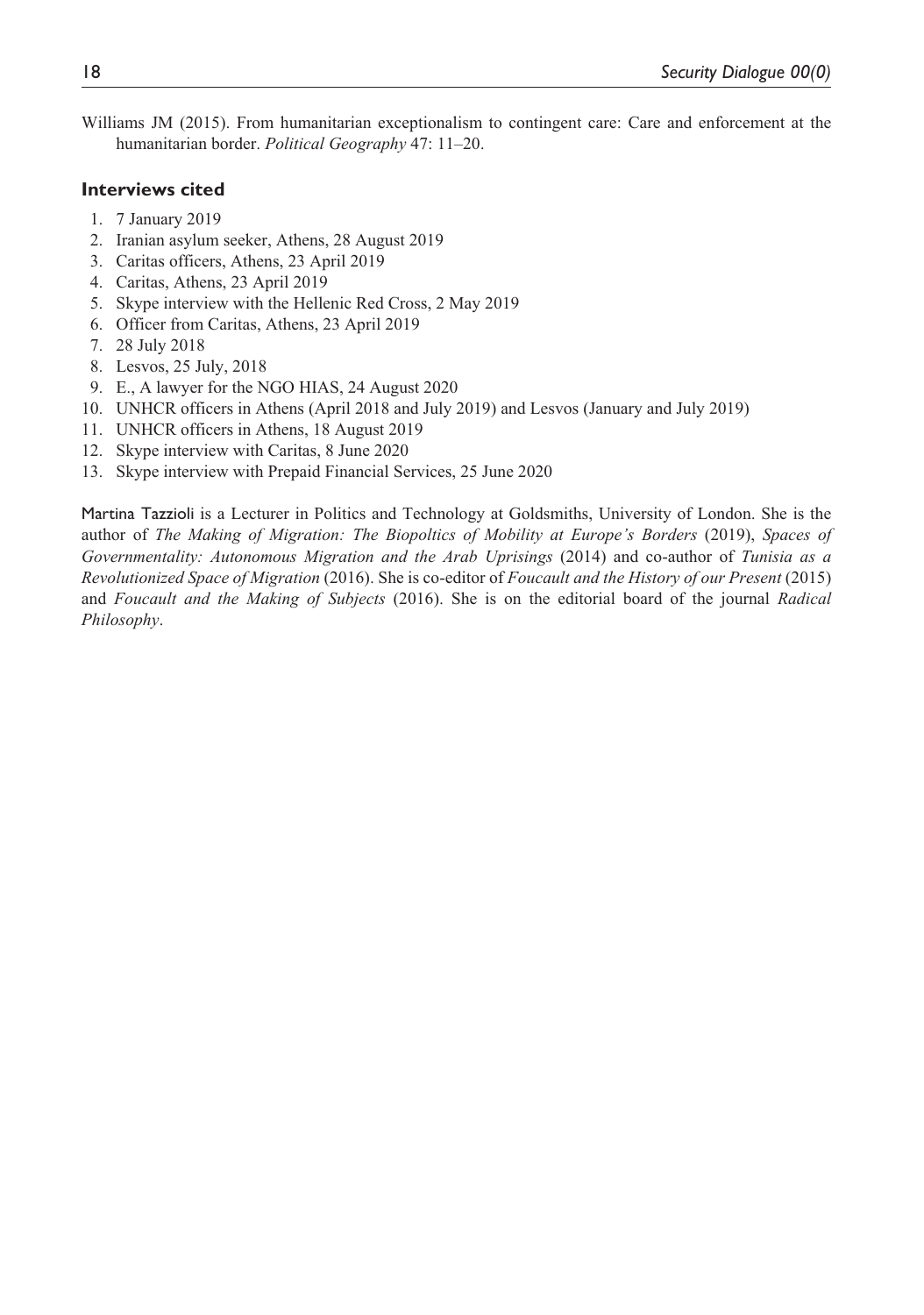Williams JM (2015). From humanitarian exceptionalism to contingent care: Care and enforcement at the humanitarian border. *Political Geography* 47: 11–20.

## Interviews cited

1. 7 January 2019
2. Iranian asylum seeker, Athens, 28 August 2019
3. Caritas officers, Athens, 23 April 2019
4. Caritas, Athens, 23 April 2019
5. Skype interview with the Hellenic Red Cross, 2 May 2019
6. Officer from Caritas, Athens, 23 April 2019
7. 28 July 2018
8. Lesvos, 25 July, 2018
9. E., A lawyer for the NGO HIAS, 24 August 2020
10. UNHCR officers in Athens (April 2018 and July 2019) and Lesvos (January and July 2019)
11. UNHCR officers in Athens, 18 August 2019
12. Skype interview with Caritas, 8 June 2020
13. Skype interview with Prepaid Financial Services, 25 June 2020

Martina Tazzioli is a Lecturer in Politics and Technology at Goldsmiths, University of London. She is the author of *The Making of Migration: The Biopoltics of Mobility at Europe's Borders* (2019), *Spaces of Governmentality: Autonomous Migration and the Arab Uprisings* (2014) and co-author of *Tunisia as a Revolutionized Space of Migration* (2016). She is co-editor of *Foucault and the History of our Present* (2015) and *Foucault and the Making of Subjects* (2016). She is on the editorial board of the journal *Radical Philosophy*.